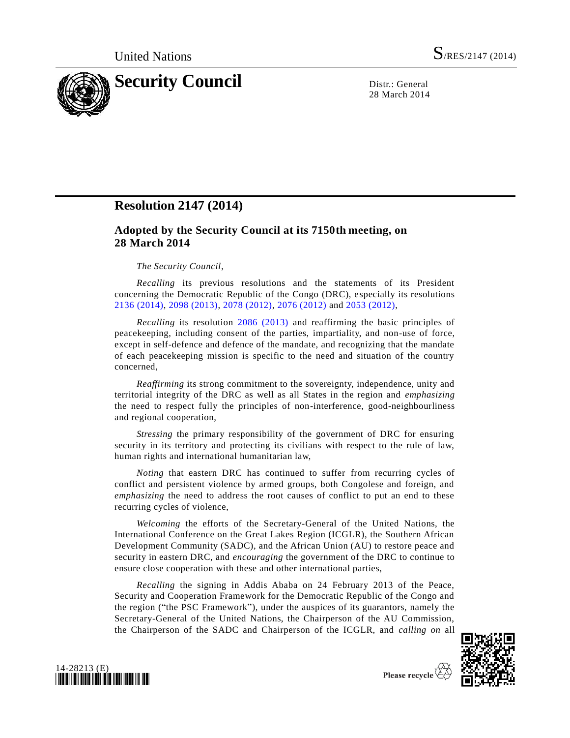United Nations S/RES/2147 (2014)

# Security Council

Distr.: General
28 March 2014

## Resolution 2147 (2014)

### Adopted by the Security Council at its 7150th meeting, on 28 March 2014

*The Security Council*,

*Recalling* its previous resolutions and the statements of its President concerning the Democratic Republic of the Congo (DRC), especially its resolutions 2136 (2014), 2098 (2013), 2078 (2012), 2076 (2012) and 2053 (2012),

*Recalling* its resolution 2086 (2013) and reaffirming the basic principles of peacekeeping, including consent of the parties, impartiality, and non-use of force, except in self-defence and defence of the mandate, and recognizing that the mandate of each peacekeeping mission is specific to the need and situation of the country concerned,

*Reaffirming* its strong commitment to the sovereignty, independence, unity and territorial integrity of the DRC as well as all States in the region and *emphasizing* the need to respect fully the principles of non-interference, good-neighbourliness and regional cooperation,

*Stressing* the primary responsibility of the government of DRC for ensuring security in its territory and protecting its civilians with respect to the rule of law, human rights and international humanitarian law,

*Noting* that eastern DRC has continued to suffer from recurring cycles of conflict and persistent violence by armed groups, both Congolese and foreign, and *emphasizing* the need to address the root causes of conflict to put an end to these recurring cycles of violence,

*Welcoming* the efforts of the Secretary-General of the United Nations, the International Conference on the Great Lakes Region (ICGLR), the Southern African Development Community (SADC), and the African Union (AU) to restore peace and security in eastern DRC, and *encouraging* the government of the DRC to continue to ensure close cooperation with these and other international parties,

*Recalling* the signing in Addis Ababa on 24 February 2013 of the Peace, Security and Cooperation Framework for the Democratic Republic of the Congo and the region ("the PSC Framework"), under the auspices of its guarantors, namely the Secretary-General of the United Nations, the Chairperson of the AU Commission, the Chairperson of the SADC and Chairperson of the ICGLR, and *calling on* all

14-28213 (E)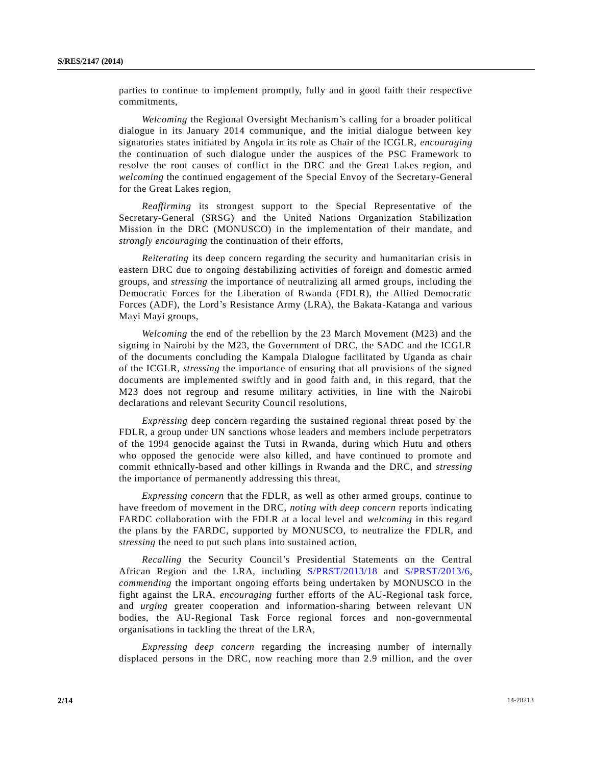parties to continue to implement promptly, fully and in good faith their respective commitments,

*Welcoming* the Regional Oversight Mechanism's calling for a broader political dialogue in its January 2014 communique, and the initial dialogue between key signatories states initiated by Angola in its role as Chair of the ICGLR, *encouraging* the continuation of such dialogue under the auspices of the PSC Framework to resolve the root causes of conflict in the DRC and the Great Lakes region, and *welcoming* the continued engagement of the Special Envoy of the Secretary-General for the Great Lakes region,

*Reaffirming* its strongest support to the Special Representative of the Secretary-General (SRSG) and the United Nations Organization Stabilization Mission in the DRC (MONUSCO) in the implementation of their mandate, and *strongly encouraging* the continuation of their efforts,

*Reiterating* its deep concern regarding the security and humanitarian crisis in eastern DRC due to ongoing destabilizing activities of foreign and domestic armed groups, and *stressing* the importance of neutralizing all armed groups, including the Democratic Forces for the Liberation of Rwanda (FDLR), the Allied Democratic Forces (ADF), the Lord's Resistance Army (LRA), the Bakata-Katanga and various Mayi Mayi groups,

*Welcoming* the end of the rebellion by the 23 March Movement (M23) and the signing in Nairobi by the M23, the Government of DRC, the SADC and the ICGLR of the documents concluding the Kampala Dialogue facilitated by Uganda as chair of the ICGLR, *stressing* the importance of ensuring that all provisions of the signed documents are implemented swiftly and in good faith and, in this regard, that the M23 does not regroup and resume military activities, in line with the Nairobi declarations and relevant Security Council resolutions,

*Expressing* deep concern regarding the sustained regional threat posed by the FDLR, a group under UN sanctions whose leaders and members include perpetrators of the 1994 genocide against the Tutsi in Rwanda, during which Hutu and others who opposed the genocide were also killed, and have continued to promote and commit ethnically-based and other killings in Rwanda and the DRC, and *stressing* the importance of permanently addressing this threat,

*Expressing concern* that the FDLR, as well as other armed groups, continue to have freedom of movement in the DRC, *noting with deep concern* reports indicating FARDC collaboration with the FDLR at a local level and *welcoming* in this regard the plans by the FARDC, supported by MONUSCO, to neutralize the FDLR, and *stressing* the need to put such plans into sustained action,

*Recalling* the Security Council's Presidential Statements on the Central African Region and the LRA, including S/PRST/2013/18 and S/PRST/2013/6, *commending* the important ongoing efforts being undertaken by MONUSCO in the fight against the LRA, *encouraging* further efforts of the AU-Regional task force, and *urging* greater cooperation and information-sharing between relevant UN bodies, the AU-Regional Task Force regional forces and non-governmental organisations in tackling the threat of the LRA,

*Expressing deep concern* regarding the increasing number of internally displaced persons in the DRC, now reaching more than 2.9 million, and the over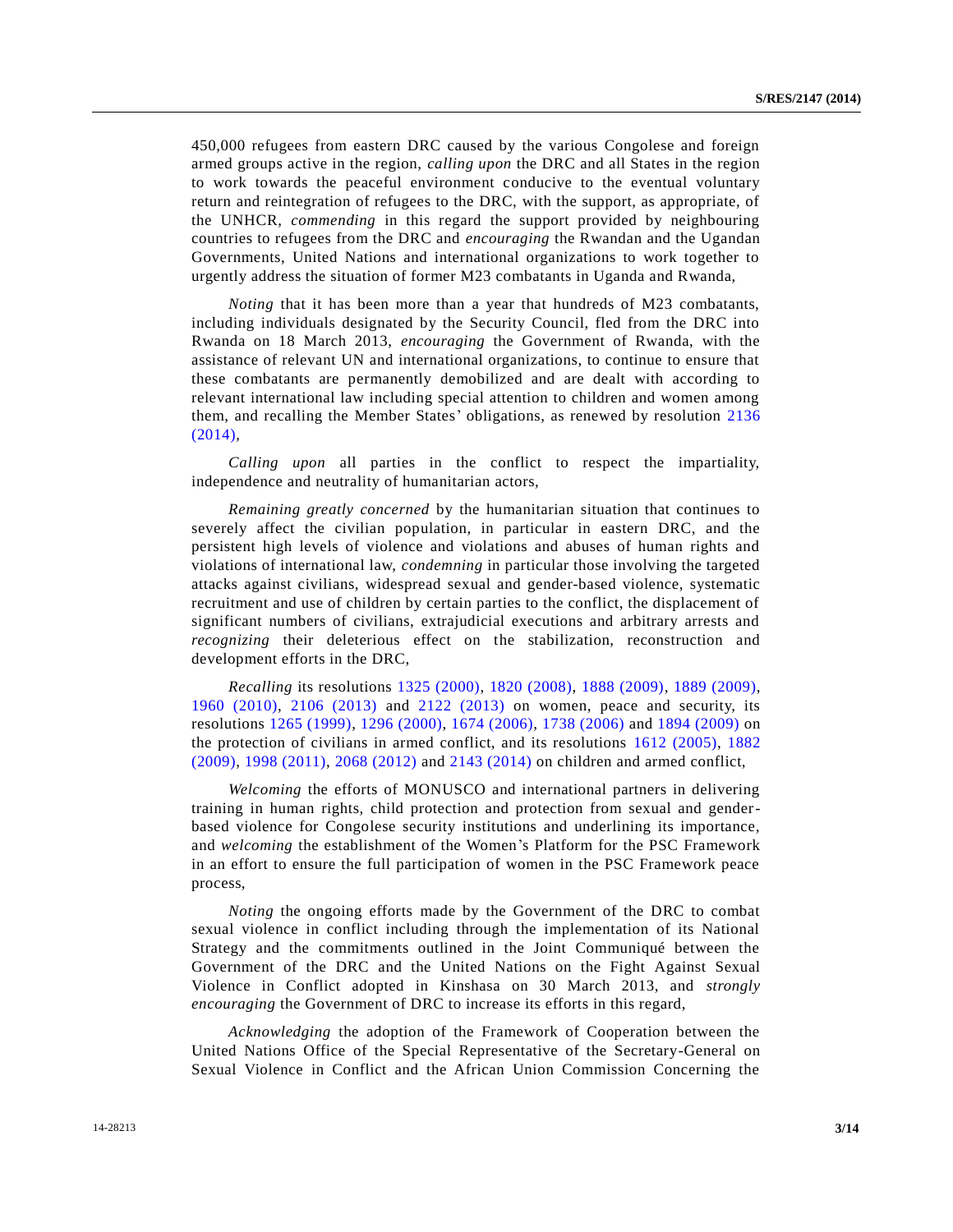450,000 refugees from eastern DRC caused by the various Congolese and foreign armed groups active in the region, *calling upon* the DRC and all States in the region to work towards the peaceful environment conducive to the eventual voluntary return and reintegration of refugees to the DRC, with the support, as appropriate, of the UNHCR, *commending* in this regard the support provided by neighbouring countries to refugees from the DRC and *encouraging* the Rwandan and the Ugandan Governments, United Nations and international organizations to work together to urgently address the situation of former M23 combatants in Uganda and Rwanda,

*Noting* that it has been more than a year that hundreds of M23 combatants, including individuals designated by the Security Council, fled from the DRC into Rwanda on 18 March 2013, *encouraging* the Government of Rwanda, with the assistance of relevant UN and international organizations, to continue to ensure that these combatants are permanently demobilized and are dealt with according to relevant international law including special attention to children and women among them, and recalling the Member States' obligations, as renewed by resolution 2136 (2014),

*Calling upon* all parties in the conflict to respect the impartiality, independence and neutrality of humanitarian actors,

*Remaining greatly concerned* by the humanitarian situation that continues to severely affect the civilian population, in particular in eastern DRC, and the persistent high levels of violence and violations and abuses of human rights and violations of international law, *condemning* in particular those involving the targeted attacks against civilians, widespread sexual and gender-based violence, systematic recruitment and use of children by certain parties to the conflict, the displacement of significant numbers of civilians, extrajudicial executions and arbitrary arrests and *recognizing* their deleterious effect on the stabilization, reconstruction and development efforts in the DRC,

*Recalling* its resolutions 1325 (2000), 1820 (2008), 1888 (2009), 1889 (2009), 1960 (2010), 2106 (2013) and 2122 (2013) on women, peace and security, its resolutions 1265 (1999), 1296 (2000), 1674 (2006), 1738 (2006) and 1894 (2009) on the protection of civilians in armed conflict, and its resolutions 1612 (2005), 1882 (2009), 1998 (2011), 2068 (2012) and 2143 (2014) on children and armed conflict,

*Welcoming* the efforts of MONUSCO and international partners in delivering training in human rights, child protection and protection from sexual and gender-based violence for Congolese security institutions and underlining its importance, and *welcoming* the establishment of the Women's Platform for the PSC Framework in an effort to ensure the full participation of women in the PSC Framework peace process,

*Noting* the ongoing efforts made by the Government of the DRC to combat sexual violence in conflict including through the implementation of its National Strategy and the commitments outlined in the Joint Communiqué between the Government of the DRC and the United Nations on the Fight Against Sexual Violence in Conflict adopted in Kinshasa on 30 March 2013, and *strongly encouraging* the Government of DRC to increase its efforts in this regard,

*Acknowledging* the adoption of the Framework of Cooperation between the United Nations Office of the Special Representative of the Secretary-General on Sexual Violence in Conflict and the African Union Commission Concerning the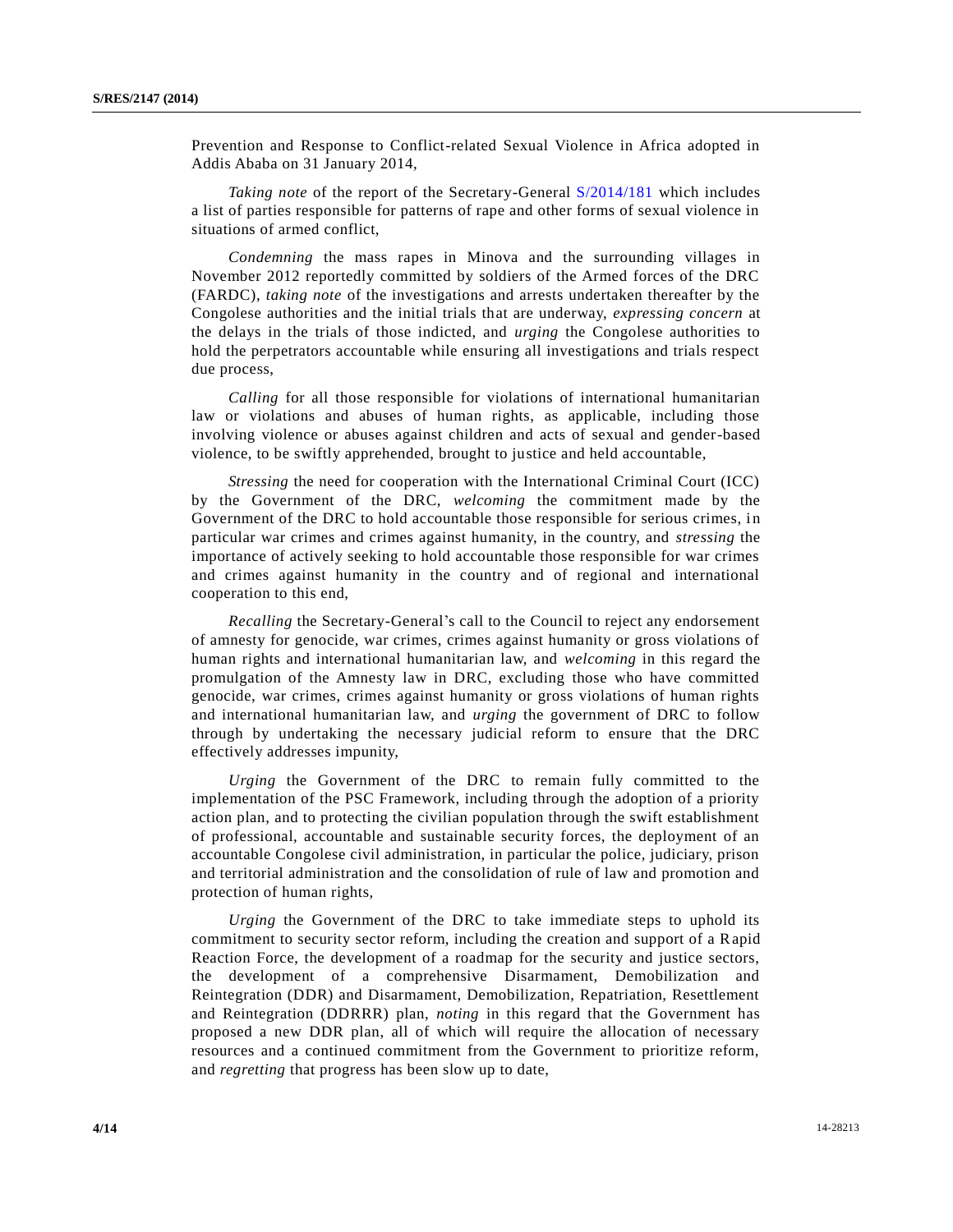Prevention and Response to Conflict-related Sexual Violence in Africa adopted in Addis Ababa on 31 January 2014,

*Taking note* of the report of the Secretary-General S/2014/181 which includes a list of parties responsible for patterns of rape and other forms of sexual violence in situations of armed conflict,

*Condemning* the mass rapes in Minova and the surrounding villages in November 2012 reportedly committed by soldiers of the Armed forces of the DRC (FARDC), *taking note* of the investigations and arrests undertaken thereafter by the Congolese authorities and the initial trials that are underway, *expressing concern* at the delays in the trials of those indicted, and *urging* the Congolese authorities to hold the perpetrators accountable while ensuring all investigations and trials respect due process,

*Calling* for all those responsible for violations of international humanitarian law or violations and abuses of human rights, as applicable, including those involving violence or abuses against children and acts of sexual and gender-based violence, to be swiftly apprehended, brought to justice and held accountable,

*Stressing* the need for cooperation with the International Criminal Court (ICC) by the Government of the DRC, *welcoming* the commitment made by the Government of the DRC to hold accountable those responsible for serious crimes, in particular war crimes and crimes against humanity, in the country, and *stressing* the importance of actively seeking to hold accountable those responsible for war crimes and crimes against humanity in the country and of regional and international cooperation to this end,

*Recalling* the Secretary-General's call to the Council to reject any endorsement of amnesty for genocide, war crimes, crimes against humanity or gross violations of human rights and international humanitarian law, and *welcoming* in this regard the promulgation of the Amnesty law in DRC, excluding those who have committed genocide, war crimes, crimes against humanity or gross violations of human rights and international humanitarian law, and *urging* the government of DRC to follow through by undertaking the necessary judicial reform to ensure that the DRC effectively addresses impunity,

*Urging* the Government of the DRC to remain fully committed to the implementation of the PSC Framework, including through the adoption of a priority action plan, and to protecting the civilian population through the swift establishment of professional, accountable and sustainable security forces, the deployment of an accountable Congolese civil administration, in particular the police, judiciary, prison and territorial administration and the consolidation of rule of law and promotion and protection of human rights,

*Urging* the Government of the DRC to take immediate steps to uphold its commitment to security sector reform, including the creation and support of a Rapid Reaction Force, the development of a roadmap for the security and justice sectors, the development of a comprehensive Disarmament, Demobilization and Reintegration (DDR) and Disarmament, Demobilization, Repatriation, Resettlement and Reintegration (DDRRR) plan, *noting* in this regard that the Government has proposed a new DDR plan, all of which will require the allocation of necessary resources and a continued commitment from the Government to prioritize reform, and *regretting* that progress has been slow up to date,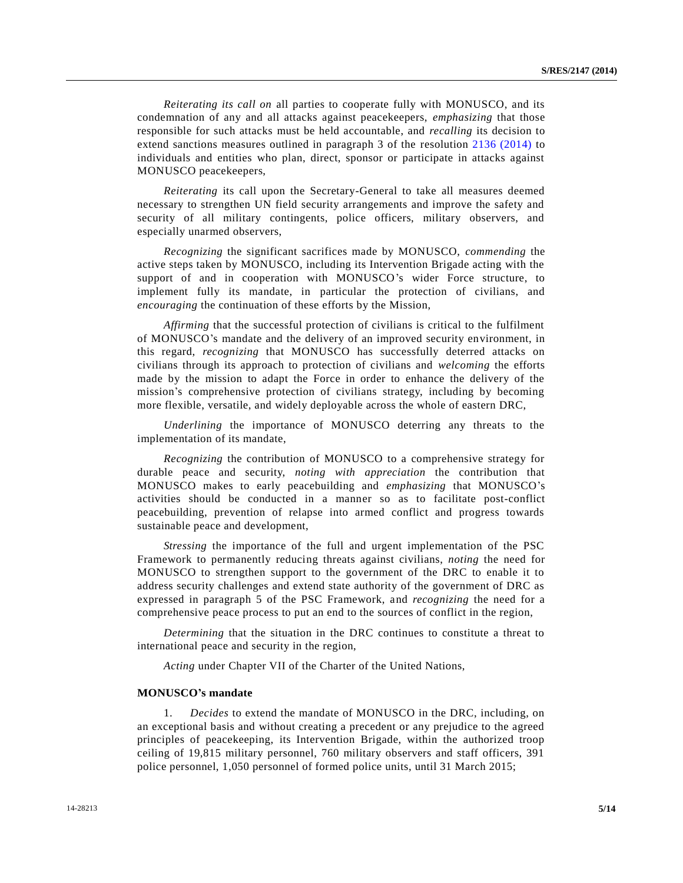*Reiterating its call on* all parties to cooperate fully with MONUSCO, and its condemnation of any and all attacks against peacekeepers, *emphasizing* that those responsible for such attacks must be held accountable, and *recalling* its decision to extend sanctions measures outlined in paragraph 3 of the resolution 2136 (2014) to individuals and entities who plan, direct, sponsor or participate in attacks against MONUSCO peacekeepers,

*Reiterating* its call upon the Secretary-General to take all measures deemed necessary to strengthen UN field security arrangements and improve the safety and security of all military contingents, police officers, military observers, and especially unarmed observers,

*Recognizing* the significant sacrifices made by MONUSCO, *commending* the active steps taken by MONUSCO, including its Intervention Brigade acting with the support of and in cooperation with MONUSCO's wider Force structure, to implement fully its mandate, in particular the protection of civilians, and *encouraging* the continuation of these efforts by the Mission,

*Affirming* that the successful protection of civilians is critical to the fulfilment of MONUSCO's mandate and the delivery of an improved security environment, in this regard, *recognizing* that MONUSCO has successfully deterred attacks on civilians through its approach to protection of civilians and *welcoming* the efforts made by the mission to adapt the Force in order to enhance the delivery of the mission's comprehensive protection of civilians strategy, including by becoming more flexible, versatile, and widely deployable across the whole of eastern DRC,

*Underlining* the importance of MONUSCO deterring any threats to the implementation of its mandate,

*Recognizing* the contribution of MONUSCO to a comprehensive strategy for durable peace and security, *noting with appreciation* the contribution that MONUSCO makes to early peacebuilding and *emphasizing* that MONUSCO's activities should be conducted in a manner so as to facilitate post-conflict peacebuilding, prevention of relapse into armed conflict and progress towards sustainable peace and development,

*Stressing* the importance of the full and urgent implementation of the PSC Framework to permanently reducing threats against civilians, *noting* the need for MONUSCO to strengthen support to the government of the DRC to enable it to address security challenges and extend state authority of the government of DRC as expressed in paragraph 5 of the PSC Framework, and *recognizing* the need for a comprehensive peace process to put an end to the sources of conflict in the region,

*Determining* that the situation in the DRC continues to constitute a threat to international peace and security in the region,

*Acting* under Chapter VII of the Charter of the United Nations,

**MONUSCO's mandate**

1. *Decides* to extend the mandate of MONUSCO in the DRC, including, on an exceptional basis and without creating a precedent or any prejudice to the agreed principles of peacekeeping, its Intervention Brigade, within the authorized troop ceiling of 19,815 military personnel, 760 military observers and staff officers, 391 police personnel, 1,050 personnel of formed police units, until 31 March 2015;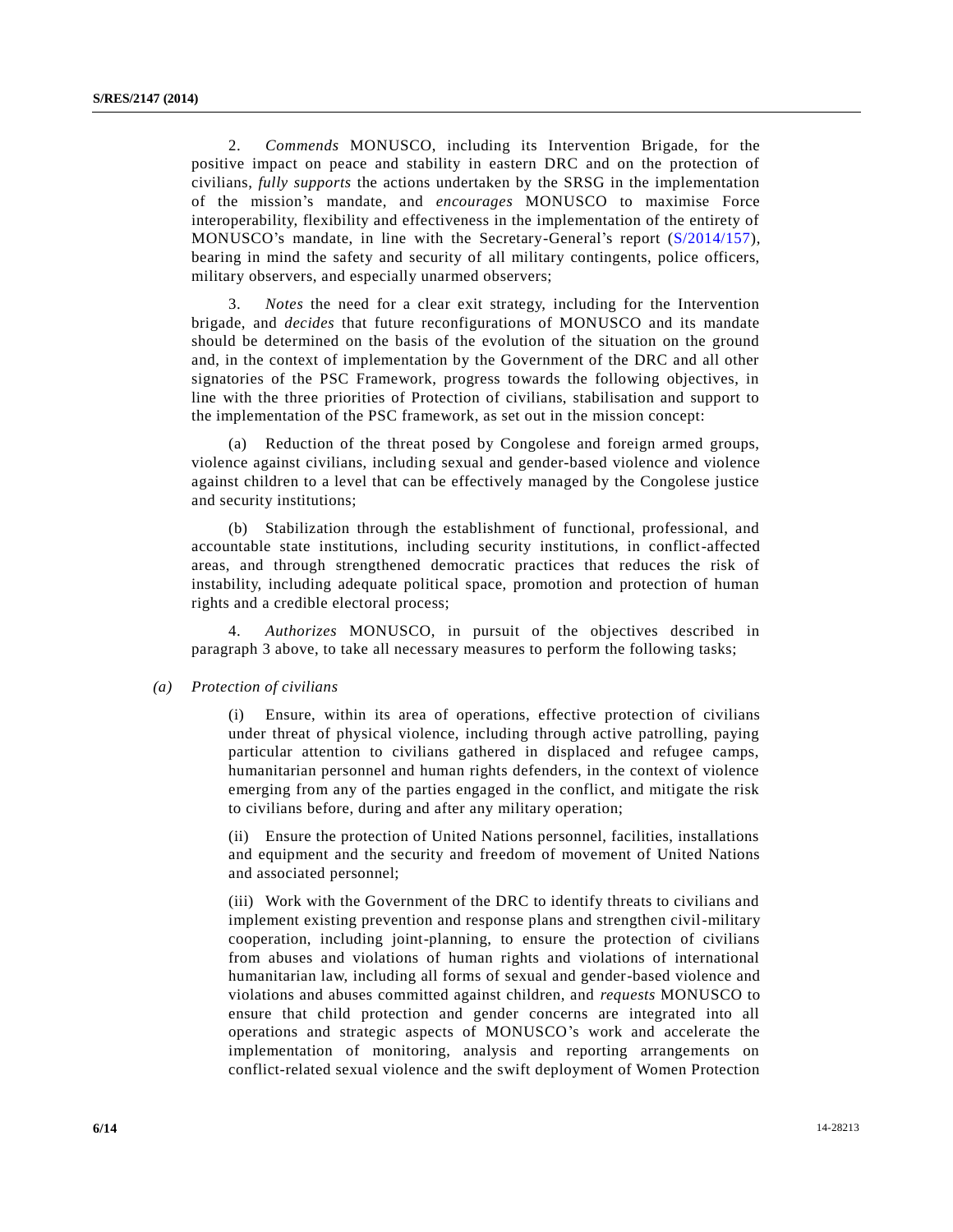2. *Commends* MONUSCO, including its Intervention Brigade, for the positive impact on peace and stability in eastern DRC and on the protection of civilians, *fully supports* the actions undertaken by the SRSG in the implementation of the mission's mandate, and *encourages* MONUSCO to maximise Force interoperability, flexibility and effectiveness in the implementation of the entirety of MONUSCO's mandate, in line with the Secretary-General's report (S/2014/157), bearing in mind the safety and security of all military contingents, police officers, military observers, and especially unarmed observers;

3. *Notes* the need for a clear exit strategy, including for the Intervention brigade, and *decides* that future reconfigurations of MONUSCO and its mandate should be determined on the basis of the evolution of the situation on the ground and, in the context of implementation by the Government of the DRC and all other signatories of the PSC Framework, progress towards the following objectives, in line with the three priorities of Protection of civilians, stabilisation and support to the implementation of the PSC framework, as set out in the mission concept:

(a) Reduction of the threat posed by Congolese and foreign armed groups, violence against civilians, including sexual and gender-based violence and violence against children to a level that can be effectively managed by the Congolese justice and security institutions;

(b) Stabilization through the establishment of functional, professional, and accountable state institutions, including security institutions, in conflict-affected areas, and through strengthened democratic practices that reduces the risk of instability, including adequate political space, promotion and protection of human rights and a credible electoral process;

4. *Authorizes* MONUSCO, in pursuit of the objectives described in paragraph 3 above, to take all necessary measures to perform the following tasks;

*(a) Protection of civilians*

(i) Ensure, within its area of operations, effective protection of civilians under threat of physical violence, including through active patrolling, paying particular attention to civilians gathered in displaced and refugee camps, humanitarian personnel and human rights defenders, in the context of violence emerging from any of the parties engaged in the conflict, and mitigate the risk to civilians before, during and after any military operation;

(ii) Ensure the protection of United Nations personnel, facilities, installations and equipment and the security and freedom of movement of United Nations and associated personnel;

(iii) Work with the Government of the DRC to identify threats to civilians and implement existing prevention and response plans and strengthen civil-military cooperation, including joint-planning, to ensure the protection of civilians from abuses and violations of human rights and violations of international humanitarian law, including all forms of sexual and gender-based violence and violations and abuses committed against children, and *requests* MONUSCO to ensure that child protection and gender concerns are integrated into all operations and strategic aspects of MONUSCO's work and accelerate the implementation of monitoring, analysis and reporting arrangements on conflict-related sexual violence and the swift deployment of Women Protection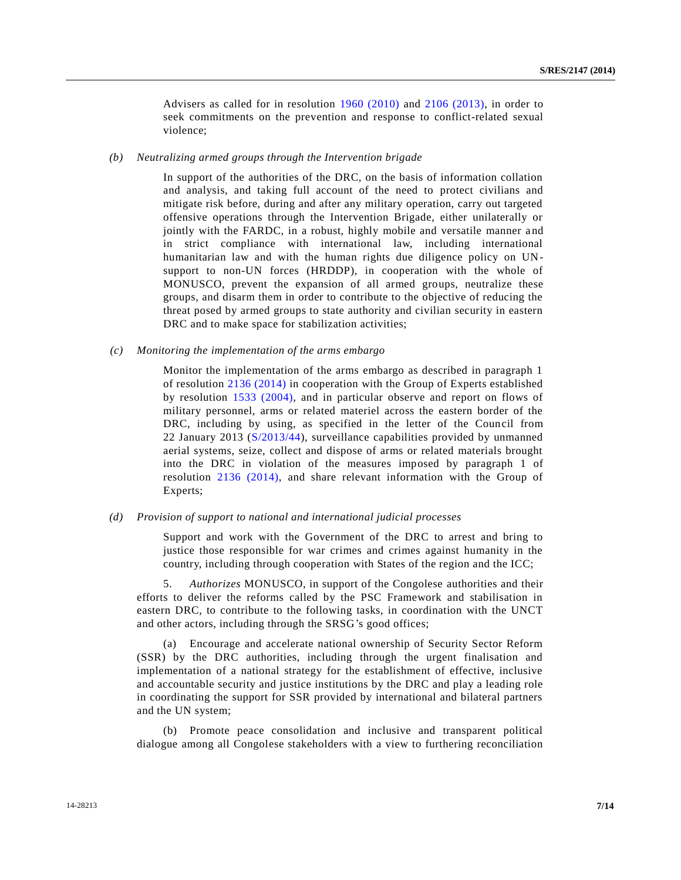Advisers as called for in resolution 1960 (2010) and 2106 (2013), in order to seek commitments on the prevention and response to conflict-related sexual violence;

*(b) Neutralizing armed groups through the Intervention brigade*

In support of the authorities of the DRC, on the basis of information collation and analysis, and taking full account of the need to protect civilians and mitigate risk before, during and after any military operation, carry out targeted offensive operations through the Intervention Brigade, either unilaterally or jointly with the FARDC, in a robust, highly mobile and versatile manner and in strict compliance with international law, including international humanitarian law and with the human rights due diligence policy on UN-support to non-UN forces (HRDDP), in cooperation with the whole of MONUSCO, prevent the expansion of all armed groups, neutralize these groups, and disarm them in order to contribute to the objective of reducing the threat posed by armed groups to state authority and civilian security in eastern DRC and to make space for stabilization activities;

*(c) Monitoring the implementation of the arms embargo*

Monitor the implementation of the arms embargo as described in paragraph 1 of resolution 2136 (2014) in cooperation with the Group of Experts established by resolution 1533 (2004), and in particular observe and report on flows of military personnel, arms or related materiel across the eastern border of the DRC, including by using, as specified in the letter of the Council from 22 January 2013 (S/2013/44), surveillance capabilities provided by unmanned aerial systems, seize, collect and dispose of arms or related materials brought into the DRC in violation of the measures imposed by paragraph 1 of resolution 2136 (2014), and share relevant information with the Group of Experts;

*(d) Provision of support to national and international judicial processes*

Support and work with the Government of the DRC to arrest and bring to justice those responsible for war crimes and crimes against humanity in the country, including through cooperation with States of the region and the ICC;

5. *Authorizes* MONUSCO, in support of the Congolese authorities and their efforts to deliver the reforms called by the PSC Framework and stabilisation in eastern DRC, to contribute to the following tasks, in coordination with the UNCT and other actors, including through the SRSG's good offices;

(a) Encourage and accelerate national ownership of Security Sector Reform (SSR) by the DRC authorities, including through the urgent finalisation and implementation of a national strategy for the establishment of effective, inclusive and accountable security and justice institutions by the DRC and play a leading role in coordinating the support for SSR provided by international and bilateral partners and the UN system;

(b) Promote peace consolidation and inclusive and transparent political dialogue among all Congolese stakeholders with a view to furthering reconciliation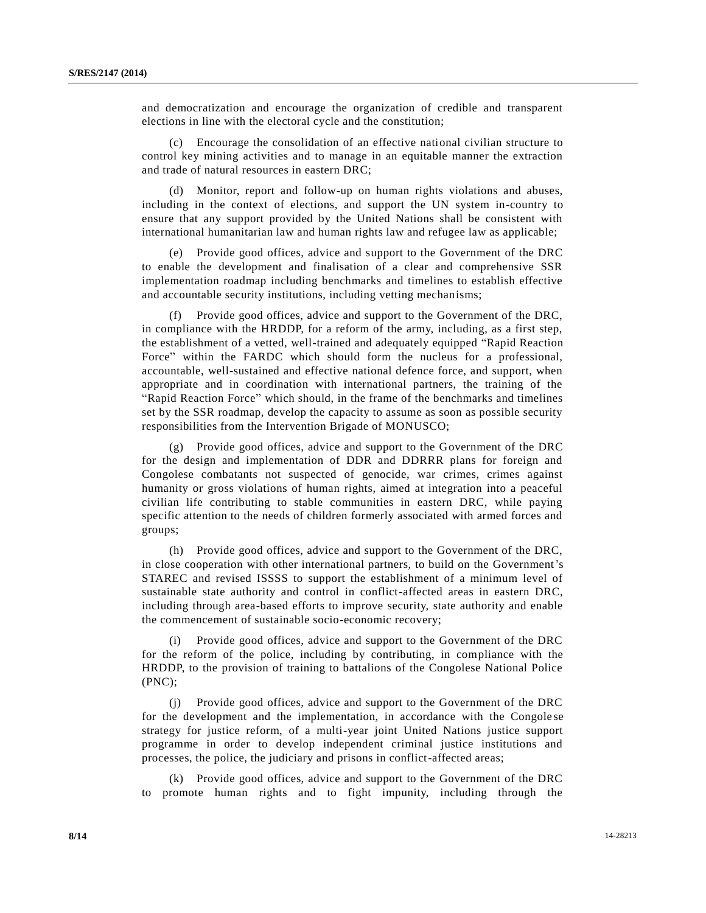and democratization and encourage the organization of credible and transparent elections in line with the electoral cycle and the constitution;

(c) Encourage the consolidation of an effective national civilian structure to control key mining activities and to manage in an equitable manner the extraction and trade of natural resources in eastern DRC;

(d) Monitor, report and follow-up on human rights violations and abuses, including in the context of elections, and support the UN system in-country to ensure that any support provided by the United Nations shall be consistent with international humanitarian law and human rights law and refugee law as applicable;

(e) Provide good offices, advice and support to the Government of the DRC to enable the development and finalisation of a clear and comprehensive SSR implementation roadmap including benchmarks and timelines to establish effective and accountable security institutions, including vetting mechanisms;

(f) Provide good offices, advice and support to the Government of the DRC, in compliance with the HRDDP, for a reform of the army, including, as a first step, the establishment of a vetted, well-trained and adequately equipped "Rapid Reaction Force" within the FARDC which should form the nucleus for a professional, accountable, well-sustained and effective national defence force, and support, when appropriate and in coordination with international partners, the training of the "Rapid Reaction Force" which should, in the frame of the benchmarks and timelines set by the SSR roadmap, develop the capacity to assume as soon as possible security responsibilities from the Intervention Brigade of MONUSCO;

(g) Provide good offices, advice and support to the Government of the DRC for the design and implementation of DDR and DDRRR plans for foreign and Congolese combatants not suspected of genocide, war crimes, crimes against humanity or gross violations of human rights, aimed at integration into a peaceful civilian life contributing to stable communities in eastern DRC, while paying specific attention to the needs of children formerly associated with armed forces and groups;

(h) Provide good offices, advice and support to the Government of the DRC, in close cooperation with other international partners, to build on the Government's STAREC and revised ISSSS to support the establishment of a minimum level of sustainable state authority and control in conflict-affected areas in eastern DRC, including through area-based efforts to improve security, state authority and enable the commencement of sustainable socio-economic recovery;

(i) Provide good offices, advice and support to the Government of the DRC for the reform of the police, including by contributing, in compliance with the HRDDP, to the provision of training to battalions of the Congolese National Police (PNC);

(j) Provide good offices, advice and support to the Government of the DRC for the development and the implementation, in accordance with the Congolese strategy for justice reform, of a multi-year joint United Nations justice support programme in order to develop independent criminal justice institutions and processes, the police, the judiciary and prisons in conflict-affected areas;

(k) Provide good offices, advice and support to the Government of the DRC to promote human rights and to fight impunity, including through the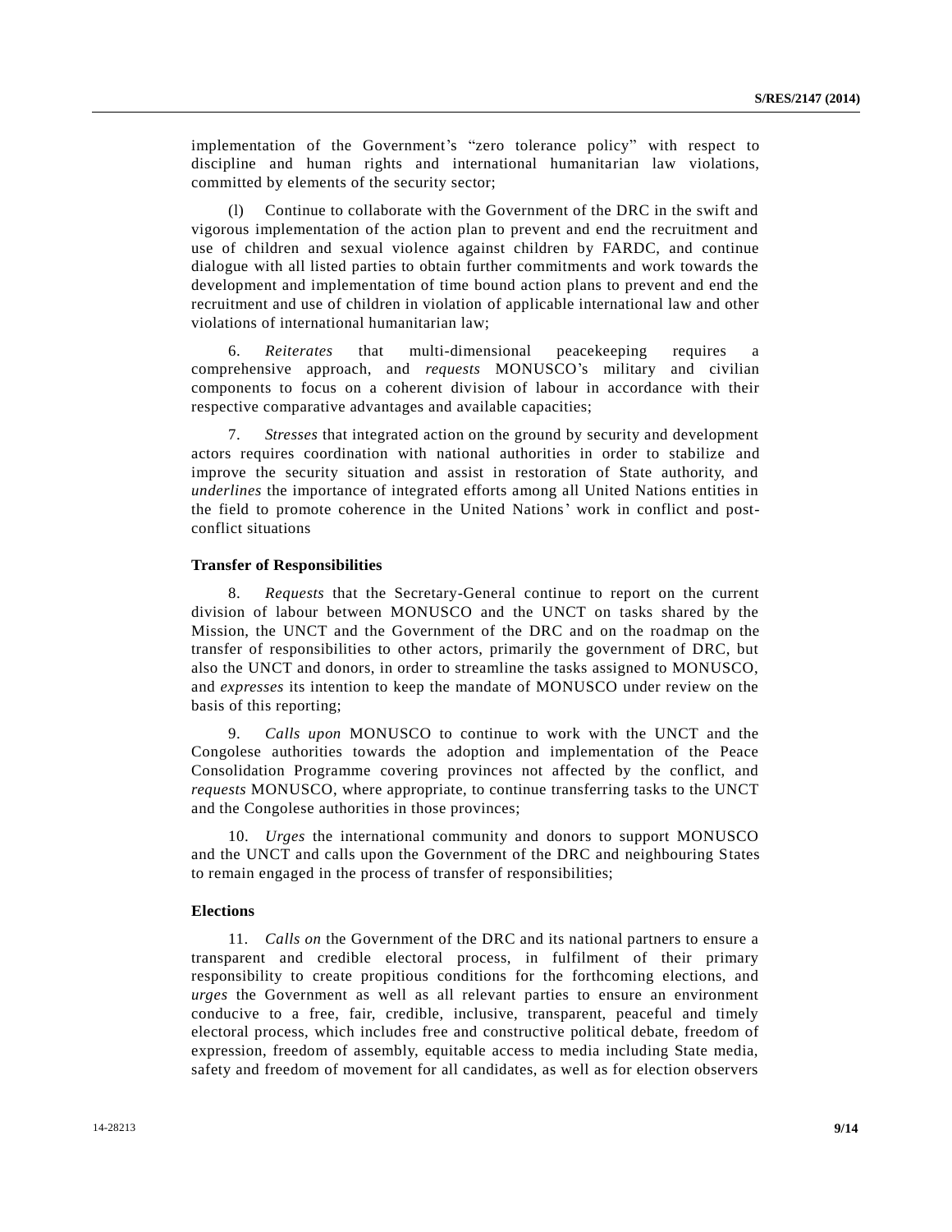implementation of the Government's "zero tolerance policy" with respect to discipline and human rights and international humanitarian law violations, committed by elements of the security sector;

(l) Continue to collaborate with the Government of the DRC in the swift and vigorous implementation of the action plan to prevent and end the recruitment and use of children and sexual violence against children by FARDC, and continue dialogue with all listed parties to obtain further commitments and work towards the development and implementation of time bound action plans to prevent and end the recruitment and use of children in violation of applicable international law and other violations of international humanitarian law;

6. *Reiterates* that multi-dimensional peacekeeping requires a comprehensive approach, and *requests* MONUSCO's military and civilian components to focus on a coherent division of labour in accordance with their respective comparative advantages and available capacities;

7. *Stresses* that integrated action on the ground by security and development actors requires coordination with national authorities in order to stabilize and improve the security situation and assist in restoration of State authority, and *underlines* the importance of integrated efforts among all United Nations entities in the field to promote coherence in the United Nations' work in conflict and post-conflict situations

**Transfer of Responsibilities**

8. *Requests* that the Secretary-General continue to report on the current division of labour between MONUSCO and the UNCT on tasks shared by the Mission, the UNCT and the Government of the DRC and on the roadmap on the transfer of responsibilities to other actors, primarily the government of DRC, but also the UNCT and donors, in order to streamline the tasks assigned to MONUSCO, and *expresses* its intention to keep the mandate of MONUSCO under review on the basis of this reporting;

9. *Calls upon* MONUSCO to continue to work with the UNCT and the Congolese authorities towards the adoption and implementation of the Peace Consolidation Programme covering provinces not affected by the conflict, and *requests* MONUSCO, where appropriate, to continue transferring tasks to the UNCT and the Congolese authorities in those provinces;

10. *Urges* the international community and donors to support MONUSCO and the UNCT and calls upon the Government of the DRC and neighbouring States to remain engaged in the process of transfer of responsibilities;

**Elections**

11. *Calls on* the Government of the DRC and its national partners to ensure a transparent and credible electoral process, in fulfilment of their primary responsibility to create propitious conditions for the forthcoming elections, and *urges* the Government as well as all relevant parties to ensure an environment conducive to a free, fair, credible, inclusive, transparent, peaceful and timely electoral process, which includes free and constructive political debate, freedom of expression, freedom of assembly, equitable access to media including State media, safety and freedom of movement for all candidates, as well as for election observers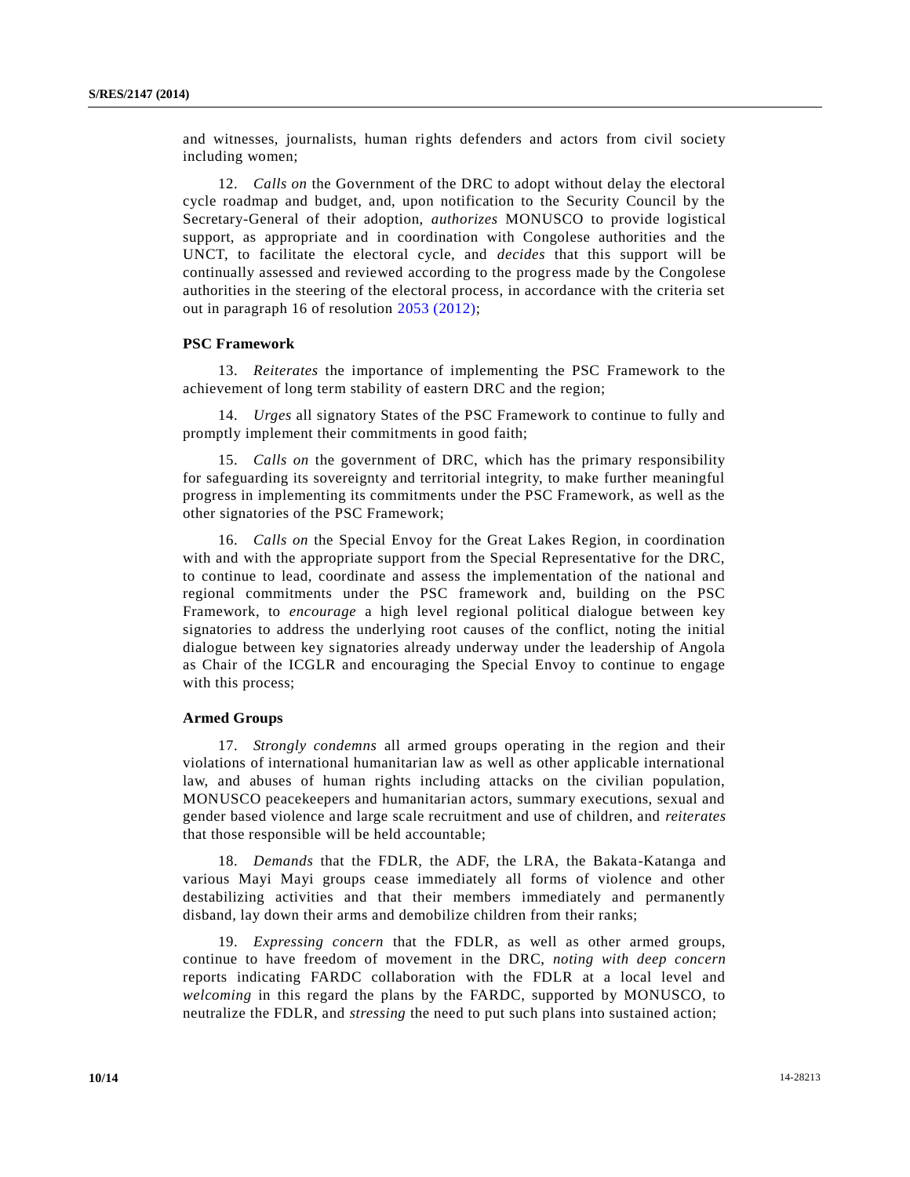and witnesses, journalists, human rights defenders and actors from civil society including women;

12. *Calls on* the Government of the DRC to adopt without delay the electoral cycle roadmap and budget, and, upon notification to the Security Council by the Secretary-General of their adoption, *authorizes* MONUSCO to provide logistical support, as appropriate and in coordination with Congolese authorities and the UNCT, to facilitate the electoral cycle, and *decides* that this support will be continually assessed and reviewed according to the progress made by the Congolese authorities in the steering of the electoral process, in accordance with the criteria set out in paragraph 16 of resolution 2053 (2012);

**PSC Framework**

13. *Reiterates* the importance of implementing the PSC Framework to the achievement of long term stability of eastern DRC and the region;

14. *Urges* all signatory States of the PSC Framework to continue to fully and promptly implement their commitments in good faith;

15. *Calls on* the government of DRC, which has the primary responsibility for safeguarding its sovereignty and territorial integrity, to make further meaningful progress in implementing its commitments under the PSC Framework, as well as the other signatories of the PSC Framework;

16. *Calls on* the Special Envoy for the Great Lakes Region, in coordination with and with the appropriate support from the Special Representative for the DRC, to continue to lead, coordinate and assess the implementation of the national and regional commitments under the PSC framework and, building on the PSC Framework, to *encourage* a high level regional political dialogue between key signatories to address the underlying root causes of the conflict, noting the initial dialogue between key signatories already underway under the leadership of Angola as Chair of the ICGLR and encouraging the Special Envoy to continue to engage with this process;

**Armed Groups**

17. *Strongly condemns* all armed groups operating in the region and their violations of international humanitarian law as well as other applicable international law, and abuses of human rights including attacks on the civilian population, MONUSCO peacekeepers and humanitarian actors, summary executions, sexual and gender based violence and large scale recruitment and use of children, and *reiterates* that those responsible will be held accountable;

18. *Demands* that the FDLR, the ADF, the LRA, the Bakata-Katanga and various Mayi Mayi groups cease immediately all forms of violence and other destabilizing activities and that their members immediately and permanently disband, lay down their arms and demobilize children from their ranks;

19. *Expressing concern* that the FDLR, as well as other armed groups, continue to have freedom of movement in the DRC, *noting with deep concern* reports indicating FARDC collaboration with the FDLR at a local level and *welcoming* in this regard the plans by the FARDC, supported by MONUSCO, to neutralize the FDLR, and *stressing* the need to put such plans into sustained action;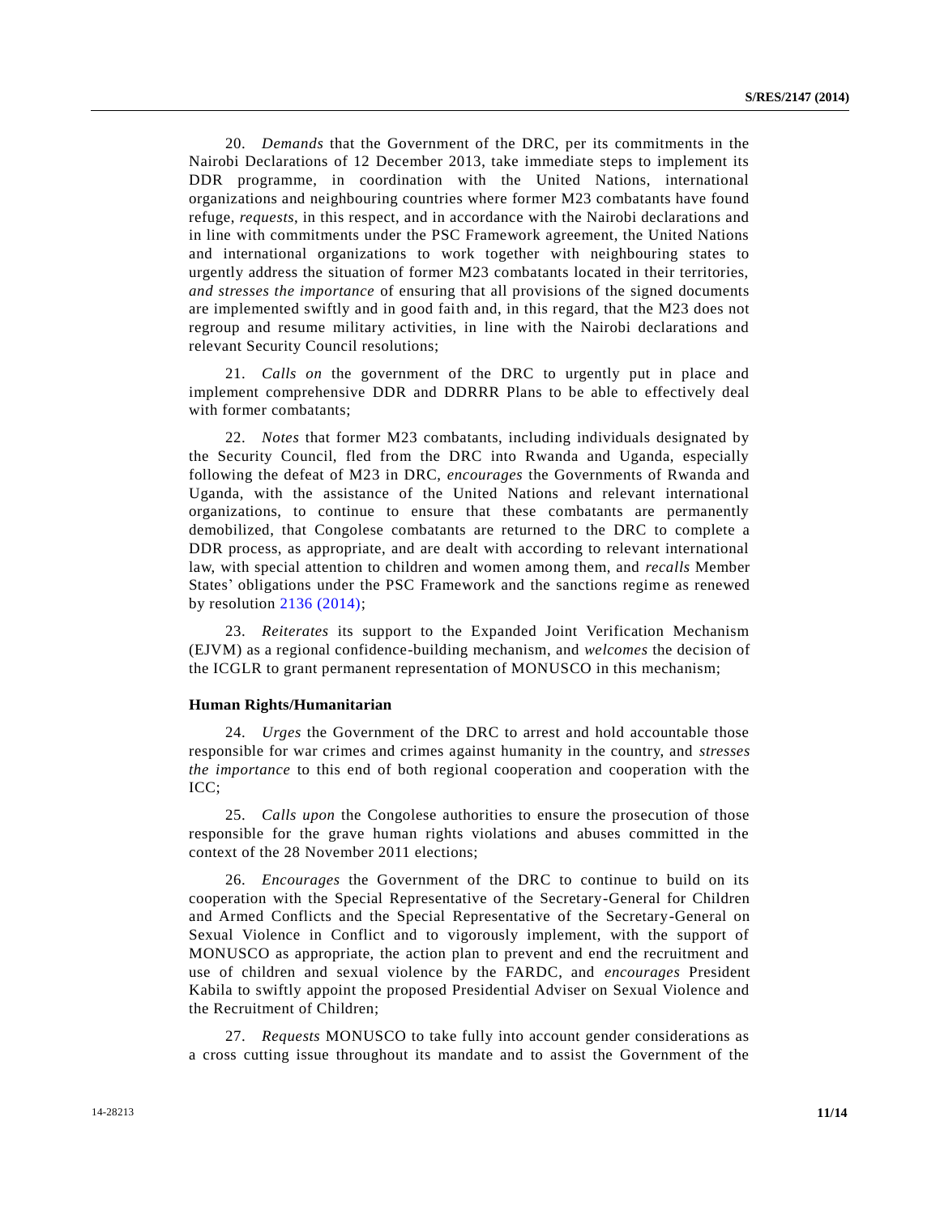20. *Demands* that the Government of the DRC, per its commitments in the Nairobi Declarations of 12 December 2013, take immediate steps to implement its DDR programme, in coordination with the United Nations, international organizations and neighbouring countries where former M23 combatants have found refuge, *requests*, in this respect, and in accordance with the Nairobi declarations and in line with commitments under the PSC Framework agreement, the United Nations and international organizations to work together with neighbouring states to urgently address the situation of former M23 combatants located in their territories, *and stresses the importance* of ensuring that all provisions of the signed documents are implemented swiftly and in good faith and, in this regard, that the M23 does not regroup and resume military activities, in line with the Nairobi declarations and relevant Security Council resolutions;

21. *Calls on* the government of the DRC to urgently put in place and implement comprehensive DDR and DDRRR Plans to be able to effectively deal with former combatants;

22. *Notes* that former M23 combatants, including individuals designated by the Security Council, fled from the DRC into Rwanda and Uganda, especially following the defeat of M23 in DRC, *encourages* the Governments of Rwanda and Uganda, with the assistance of the United Nations and relevant international organizations, to continue to ensure that these combatants are permanently demobilized, that Congolese combatants are returned to the DRC to complete a DDR process, as appropriate, and are dealt with according to relevant international law, with special attention to children and women among them, and *recalls* Member States' obligations under the PSC Framework and the sanctions regime as renewed by resolution 2136 (2014);

23. *Reiterates* its support to the Expanded Joint Verification Mechanism (EJVM) as a regional confidence-building mechanism, and *welcomes* the decision of the ICGLR to grant permanent representation of MONUSCO in this mechanism;

**Human Rights/Humanitarian**

24. *Urges* the Government of the DRC to arrest and hold accountable those responsible for war crimes and crimes against humanity in the country, and *stresses the importance* to this end of both regional cooperation and cooperation with the ICC;

25. *Calls upon* the Congolese authorities to ensure the prosecution of those responsible for the grave human rights violations and abuses committed in the context of the 28 November 2011 elections;

26. *Encourages* the Government of the DRC to continue to build on its cooperation with the Special Representative of the Secretary-General for Children and Armed Conflicts and the Special Representative of the Secretary-General on Sexual Violence in Conflict and to vigorously implement, with the support of MONUSCO as appropriate, the action plan to prevent and end the recruitment and use of children and sexual violence by the FARDC, and *encourages* President Kabila to swiftly appoint the proposed Presidential Adviser on Sexual Violence and the Recruitment of Children;

27. *Requests* MONUSCO to take fully into account gender considerations as a cross cutting issue throughout its mandate and to assist the Government of the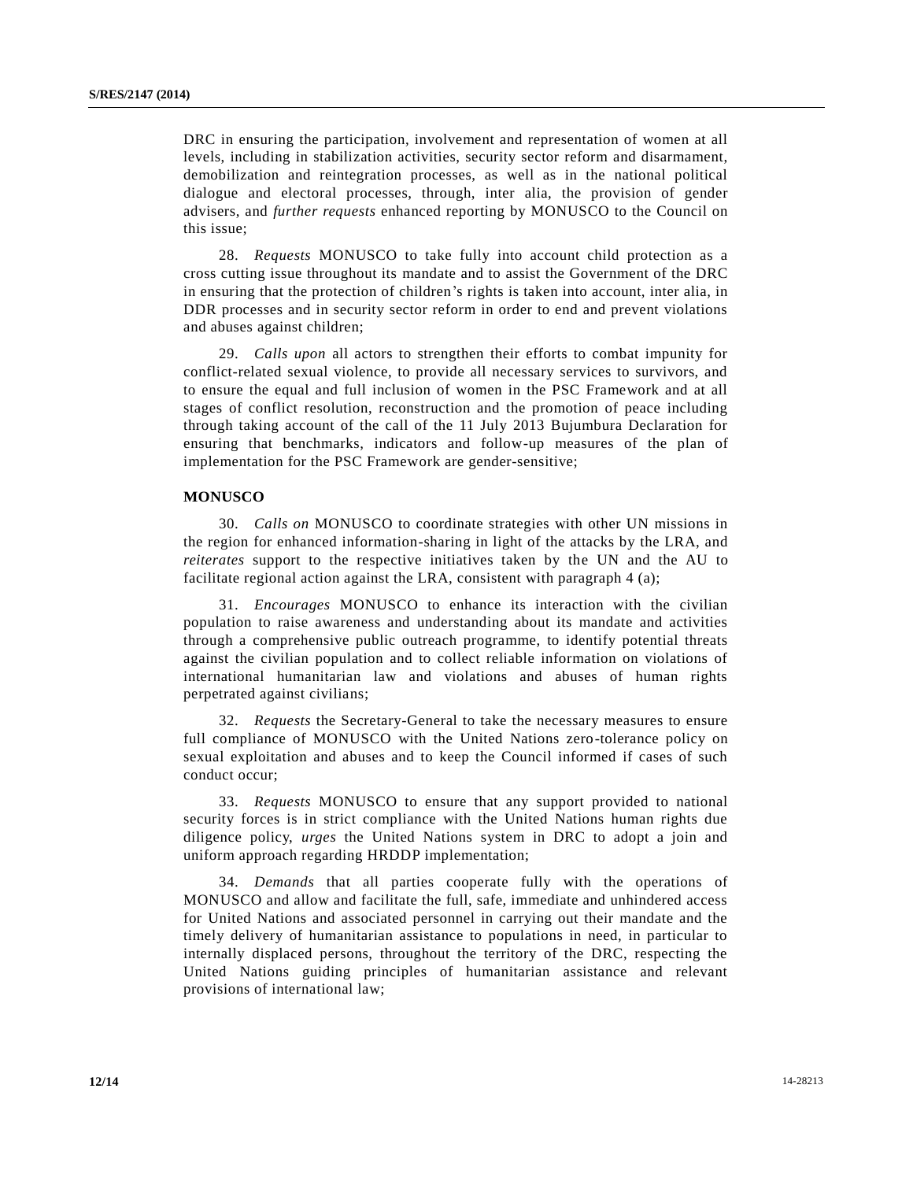DRC in ensuring the participation, involvement and representation of women at all levels, including in stabilization activities, security sector reform and disarmament, demobilization and reintegration processes, as well as in the national political dialogue and electoral processes, through, inter alia, the provision of gender advisers, and *further requests* enhanced reporting by MONUSCO to the Council on this issue;

28. *Requests* MONUSCO to take fully into account child protection as a cross cutting issue throughout its mandate and to assist the Government of the DRC in ensuring that the protection of children's rights is taken into account, inter alia, in DDR processes and in security sector reform in order to end and prevent violations and abuses against children;

29. *Calls upon* all actors to strengthen their efforts to combat impunity for conflict-related sexual violence, to provide all necessary services to survivors, and to ensure the equal and full inclusion of women in the PSC Framework and at all stages of conflict resolution, reconstruction and the promotion of peace including through taking account of the call of the 11 July 2013 Bujumbura Declaration for ensuring that benchmarks, indicators and follow-up measures of the plan of implementation for the PSC Framework are gender-sensitive;

**MONUSCO**

30. *Calls on* MONUSCO to coordinate strategies with other UN missions in the region for enhanced information-sharing in light of the attacks by the LRA, and *reiterates* support to the respective initiatives taken by the UN and the AU to facilitate regional action against the LRA, consistent with paragraph 4 (a);

31. *Encourages* MONUSCO to enhance its interaction with the civilian population to raise awareness and understanding about its mandate and activities through a comprehensive public outreach programme, to identify potential threats against the civilian population and to collect reliable information on violations of international humanitarian law and violations and abuses of human rights perpetrated against civilians;

32. *Requests* the Secretary-General to take the necessary measures to ensure full compliance of MONUSCO with the United Nations zero-tolerance policy on sexual exploitation and abuses and to keep the Council informed if cases of such conduct occur;

33. *Requests* MONUSCO to ensure that any support provided to national security forces is in strict compliance with the United Nations human rights due diligence policy, *urges* the United Nations system in DRC to adopt a join and uniform approach regarding HRDDP implementation;

34. *Demands* that all parties cooperate fully with the operations of MONUSCO and allow and facilitate the full, safe, immediate and unhindered access for United Nations and associated personnel in carrying out their mandate and the timely delivery of humanitarian assistance to populations in need, in particular to internally displaced persons, throughout the territory of the DRC, respecting the United Nations guiding principles of humanitarian assistance and relevant provisions of international law;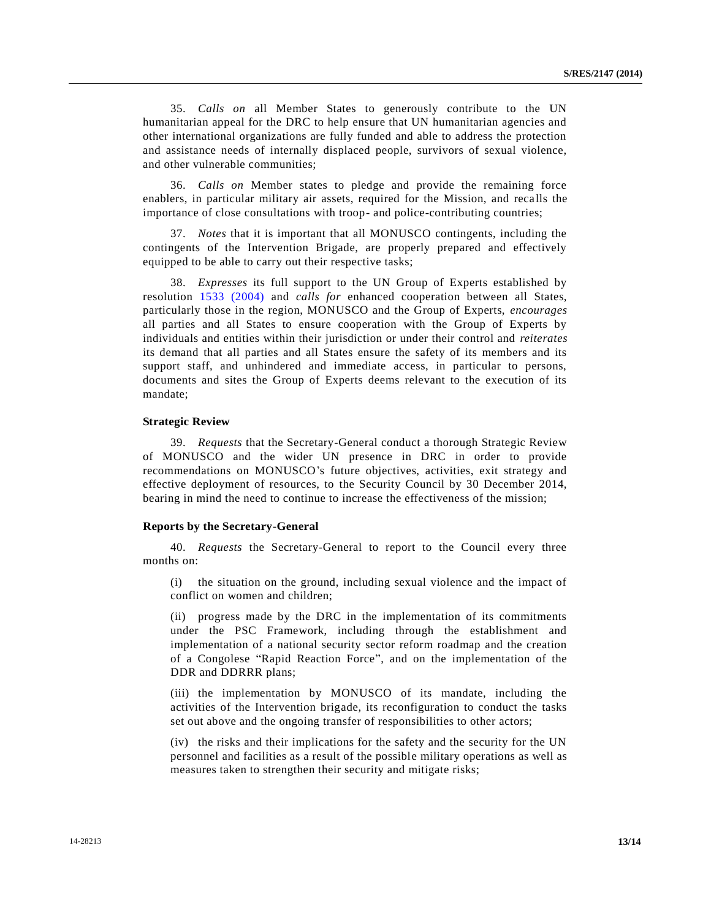35. *Calls on* all Member States to generously contribute to the UN humanitarian appeal for the DRC to help ensure that UN humanitarian agencies and other international organizations are fully funded and able to address the protection and assistance needs of internally displaced people, survivors of sexual violence, and other vulnerable communities;

36. *Calls on* Member states to pledge and provide the remaining force enablers, in particular military air assets, required for the Mission, and recalls the importance of close consultations with troop- and police-contributing countries;

37. *Notes* that it is important that all MONUSCO contingents, including the contingents of the Intervention Brigade, are properly prepared and effectively equipped to be able to carry out their respective tasks;

38. *Expresses* its full support to the UN Group of Experts established by resolution 1533 (2004) and *calls for* enhanced cooperation between all States, particularly those in the region, MONUSCO and the Group of Experts, *encourages* all parties and all States to ensure cooperation with the Group of Experts by individuals and entities within their jurisdiction or under their control and *reiterates* its demand that all parties and all States ensure the safety of its members and its support staff, and unhindered and immediate access, in particular to persons, documents and sites the Group of Experts deems relevant to the execution of its mandate;

**Strategic Review**

39. *Requests* that the Secretary-General conduct a thorough Strategic Review of MONUSCO and the wider UN presence in DRC in order to provide recommendations on MONUSCO's future objectives, activities, exit strategy and effective deployment of resources, to the Security Council by 30 December 2014, bearing in mind the need to continue to increase the effectiveness of the mission;

**Reports by the Secretary-General**

40. *Requests* the Secretary-General to report to the Council every three months on:

(i) the situation on the ground, including sexual violence and the impact of conflict on women and children;

(ii) progress made by the DRC in the implementation of its commitments under the PSC Framework, including through the establishment and implementation of a national security sector reform roadmap and the creation of a Congolese "Rapid Reaction Force", and on the implementation of the DDR and DDRRR plans;

(iii) the implementation by MONUSCO of its mandate, including the activities of the Intervention brigade, its reconfiguration to conduct the tasks set out above and the ongoing transfer of responsibilities to other actors;

(iv) the risks and their implications for the safety and the security for the UN personnel and facilities as a result of the possible military operations as well as measures taken to strengthen their security and mitigate risks;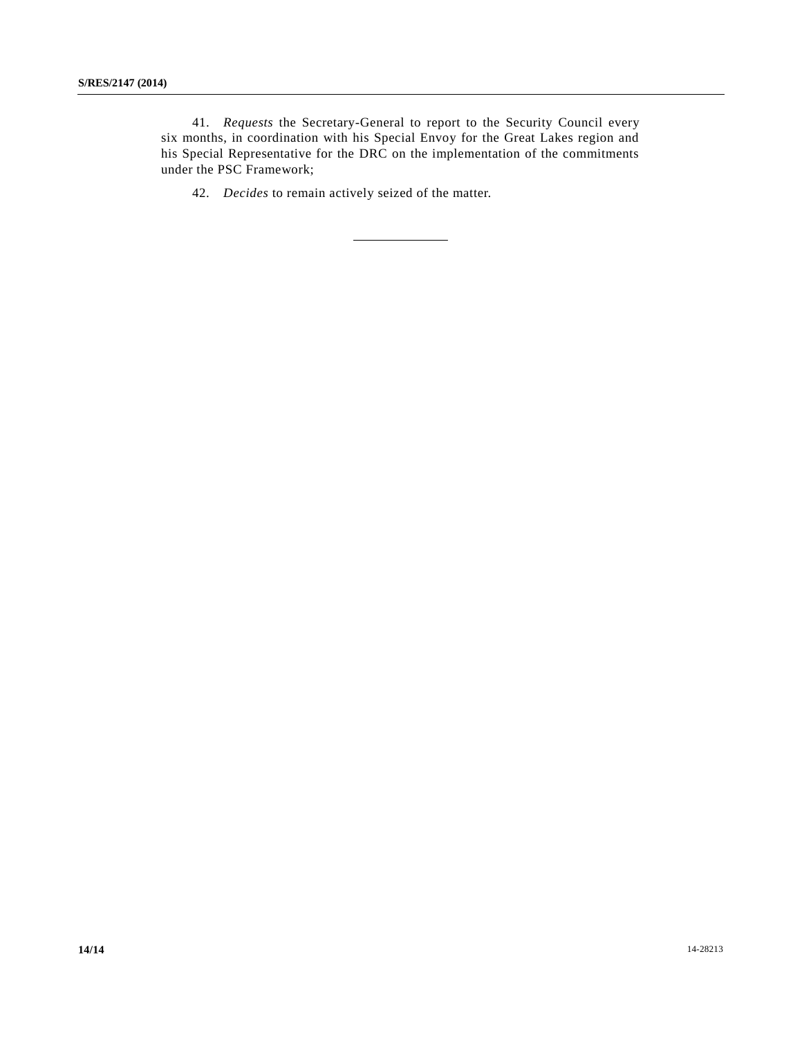41. *Requests* the Secretary-General to report to the Security Council every six months, in coordination with his Special Envoy for the Great Lakes region and his Special Representative for the DRC on the implementation of the commitments under the PSC Framework;

42. *Decides* to remain actively seized of the matter.